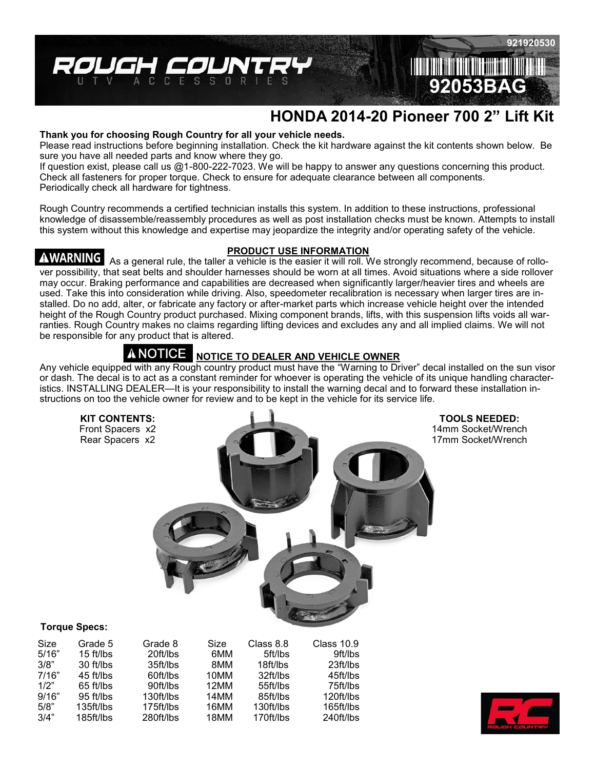# ROUGH COUNTRY
UTV ACCESSORIES

921920530

92053BAG

# HONDA 2014-20 Pioneer 700 2" Lift Kit

**Thank you for choosing Rough Country for all your vehicle needs.**
Please read instructions before beginning installation. Check the kit hardware against the kit contents shown below. Be sure you have all needed parts and know where they go.
If question exist, please call us @1-800-222-7023. We will be happy to answer any questions concerning this product. Check all fasteners for proper torque. Check to ensure for adequate clearance between all components. Periodically check all hardware for tightness.

Rough Country recommends a certified technician installs this system. In addition to these instructions, professional knowledge of disassemble/reassembly procedures as well as post installation checks must be known. Attempts to install this system without this knowledge and expertise may jeopardize the integrity and/or operating safety of the vehicle.

## PRODUCT USE INFORMATION

**⚠WARNING** As a general rule, the taller a vehicle is the easier it will roll. We strongly recommend, because of rollover possibility, that seat belts and shoulder harnesses should be worn at all times. Avoid situations where a side rollover may occur. Braking performance and capabilities are decreased when significantly larger/heavier tires and wheels are used. Take this into consideration while driving. Also, speedometer recalibration is necessary when larger tires are installed. Do no add, alter, or fabricate any factory or after-market parts which increase vehicle height over the intended height of the Rough Country product purchased. Mixing component brands, lifts, with this suspension lifts voids all warranties. Rough Country makes no claims regarding lifting devices and excludes any and all implied claims. We will not be responsible for any product that is altered.

## ⚠NOTICE NOTICE TO DEALER AND VEHICLE OWNER

Any vehicle equipped with any Rough country product must have the "Warning to Driver" decal installed on the sun visor or dash. The decal is to act as a constant reminder for whoever is operating the vehicle of its unique handling characteristics. INSTALLING DEALER—It is your responsibility to install the warning decal and to forward these installation instructions on too the vehicle owner for review and to be kept in the vehicle for its service life.

**KIT CONTENTS:**
Front Spacers x2
Rear Spacers x2

**TOOLS NEEDED:**
14mm Socket/Wrench
17mm Socket/Wrench

**Torque Specs:**

| Size | Grade 5 | Grade 8 | Size | Class 8.8 | Class 10.9 |
|---|---|---|---|---|---|
| 5/16" | 15 ft/lbs | 20ft/lbs | 6MM | 5ft/lbs | 9ft/lbs |
| 3/8" | 30 ft/lbs | 35ft/lbs | 8MM | 18ft/lbs | 23ft/lbs |
| 7/16" | 45 ft/lbs | 60ft/lbs | 10MM | 32ft/lbs | 45ft/lbs |
| 1/2" | 65 ft/lbs | 90ft/lbs | 12MM | 55ft/lbs | 75ft/lbs |
| 9/16" | 95 ft/lbs | 130ft/lbs | 14MM | 85ft/lbs | 120ft/lbs |
| 5/8" | 135ft/lbs | 175ft/lbs | 16MM | 130ft/lbs | 165ft/lbs |
| 3/4" | 185ft/lbs | 280ft/lbs | 18MM | 170ft/lbs | 240ft/lbs |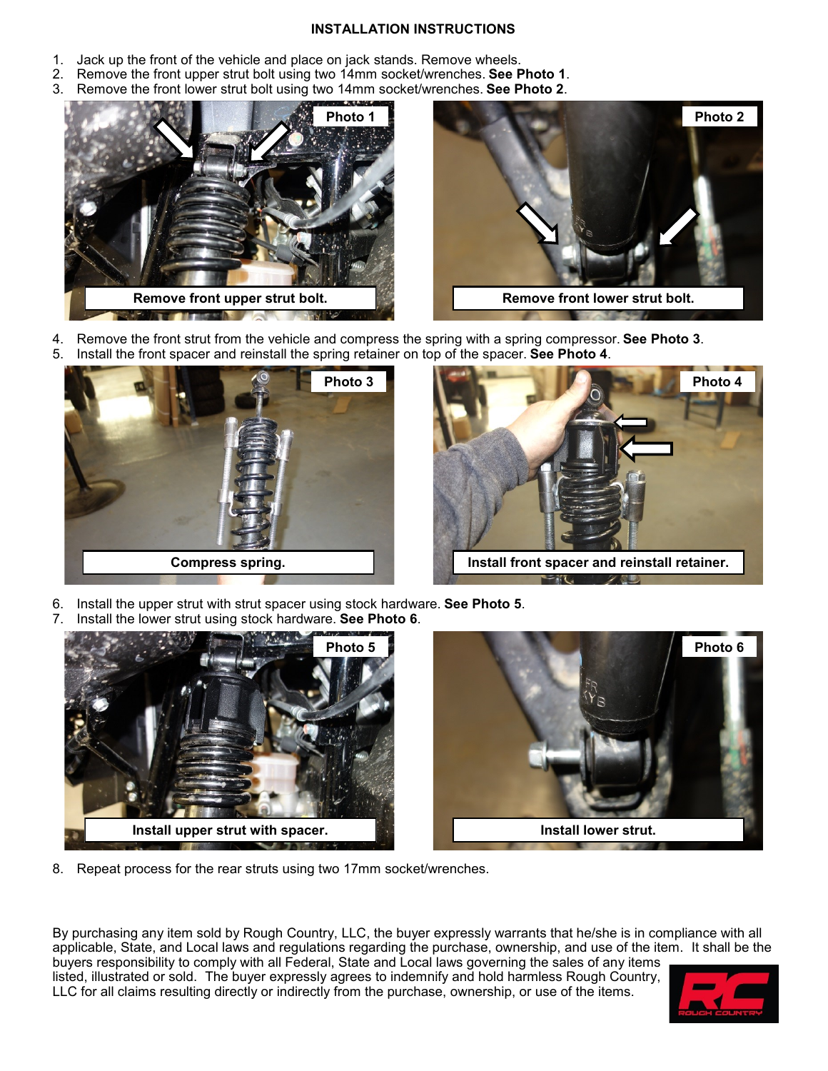## INSTALLATION INSTRUCTIONS

1. Jack up the front of the vehicle and place on jack stands. Remove wheels.
2. Remove the front upper strut bolt using two 14mm socket/wrenches. **See Photo 1**.
3. Remove the front lower strut bolt using two 14mm socket/wrenches. **See Photo 2**.

**Photo 1**

**Remove front upper strut bolt.**

**Photo 2**

**Remove front lower strut bolt.**

4. Remove the front strut from the vehicle and compress the spring with a spring compressor. **See Photo 3**.
5. Install the front spacer and reinstall the spring retainer on top of the spacer. **See Photo 4**.

**Photo 3**

**Compress spring.**

**Photo 4**

**Install front spacer and reinstall retainer.**

6. Install the upper strut with strut spacer using stock hardware. **See Photo 5**.
7. Install the lower strut using stock hardware. **See Photo 6**.

**Photo 5**

**Install upper strut with spacer.**

**Photo 6**

**Install lower strut.**

8. Repeat process for the rear struts using two 17mm socket/wrenches.

By purchasing any item sold by Rough Country, LLC, the buyer expressly warrants that he/she is in compliance with all applicable, State, and Local laws and regulations regarding the purchase, ownership, and use of the item. It shall be the buyers responsibility to comply with all Federal, State and Local laws governing the sales of any items listed, illustrated or sold. The buyer expressly agrees to indemnify and hold harmless Rough Country, LLC for all claims resulting directly or indirectly from the purchase, ownership, or use of the items.